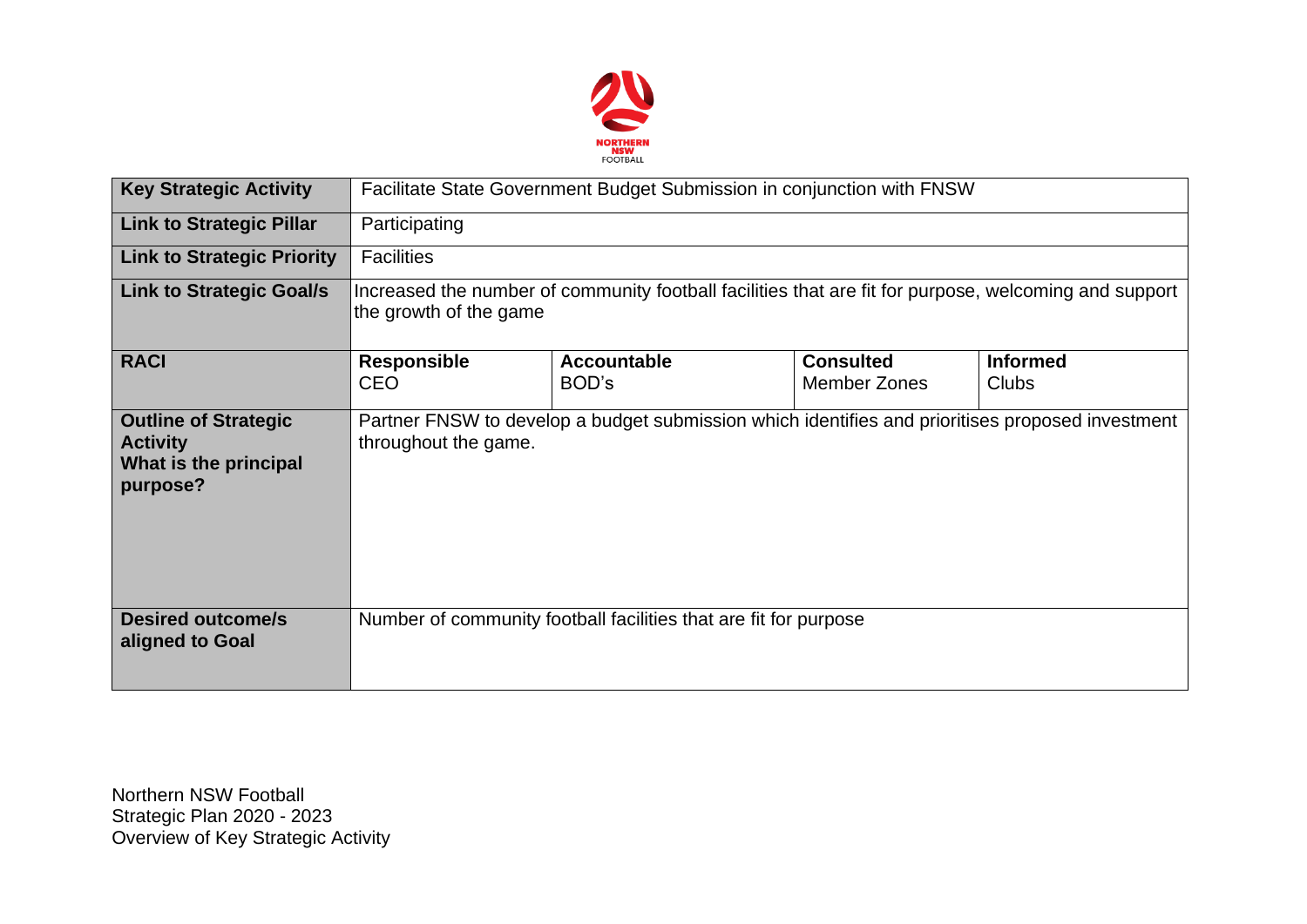| | | | | |
|---|---|---|---|---|
| **Key Strategic Activity** | Facilitate State Government Budget Submission in conjunction with FNSW | | | |
| **Link to Strategic Pillar** | Participating | | | |
| **Link to Strategic Priority** | Facilities | | | |
| **Link to Strategic Goal/s** | Increased the number of community football facilities that are fit for purpose, welcoming and support the growth of the game | | | |
| **RACI** | **Responsible**<br>CEO | **Accountable**<br>BOD's | **Consulted**<br>Member Zones | **Informed**<br>Clubs |
| **Outline of Strategic Activity**<br>**What is the principal purpose?** | Partner FNSW to develop a budget submission which identifies and prioritises proposed investment throughout the game. | | | |
| **Desired outcome/s aligned to Goal** | Number of community football facilities that are fit for purpose | | | |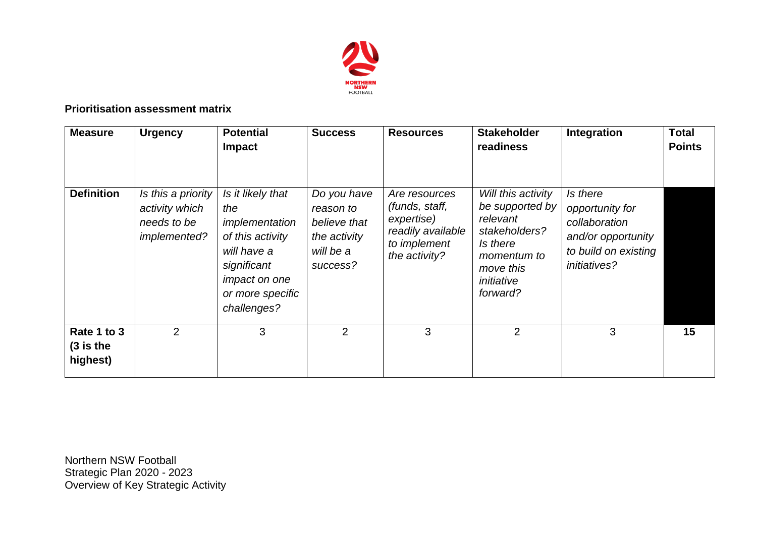**Prioritisation assessment matrix**

| Measure | Urgency | Potential Impact | Success | Resources | Stakeholder readiness | Integration | Total Points |
|---|---|---|---|---|---|---|---|
| **Definition** | *Is this a priority activity which needs to be implemented?* | *Is it likely that the implementation of this activity will have a significant impact on one or more specific challenges?* | *Do you have reason to believe that the activity will be a success?* | *Are resources (funds, staff, expertise) readily available to implement the activity?* | *Will this activity be supported by relevant stakeholders? Is there momentum to move this initiative forward?* | *Is there opportunity for collaboration and/or opportunity to build on existing initiatives?* | |
| **Rate 1 to 3 (3 is the highest)** | 2 | 3 | 2 | 3 | 2 | 3 | **15** |

Northern NSW Football
Strategic Plan 2020 - 2023
Overview of Key Strategic Activity